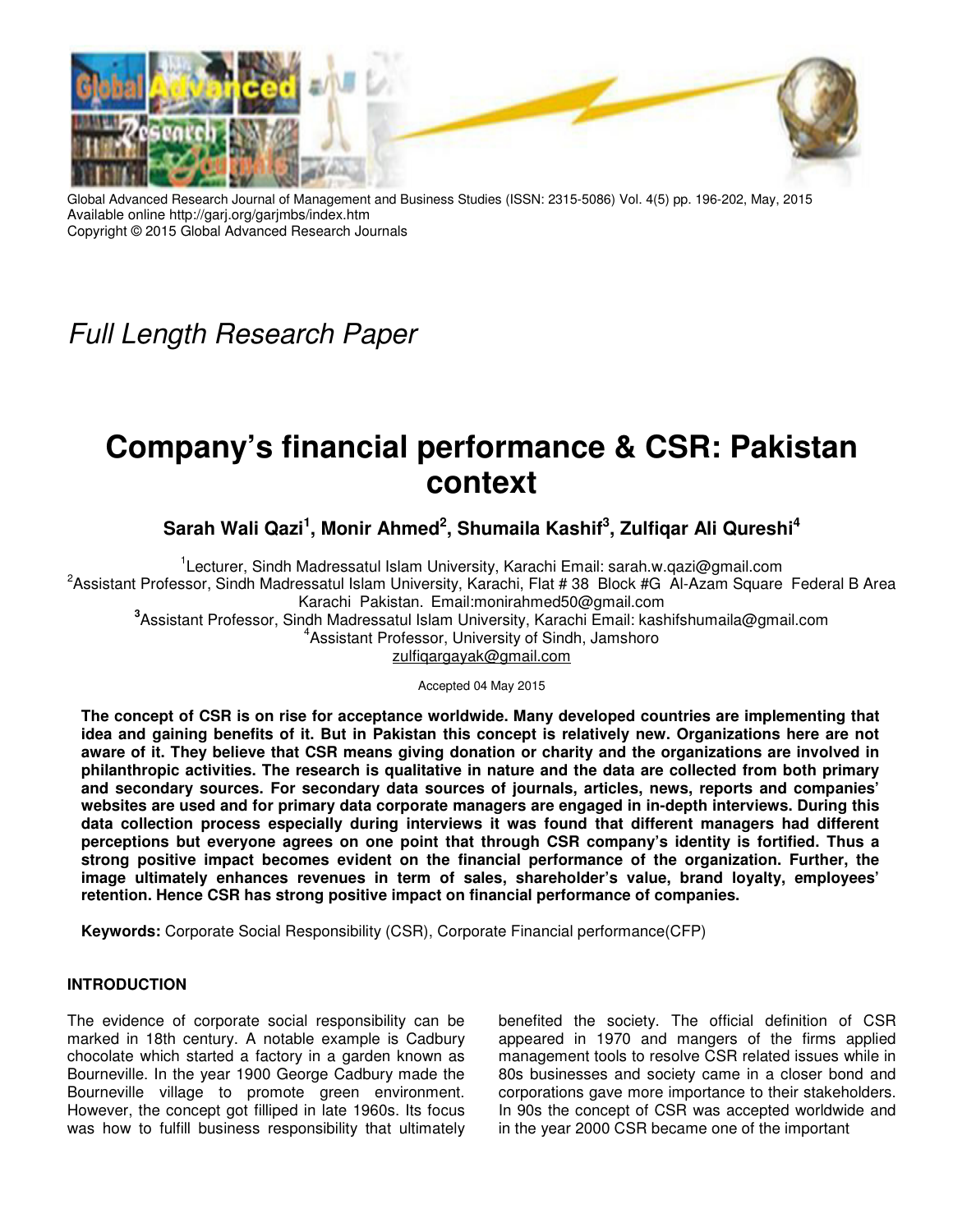Global Advanced Research Journal of Management and Business Studies (ISSN: 2315-5086) Vol. 4(5) pp. 196-202, May, 2015
Available online http://garj.org/garjmbs/index.htm
Copyright © 2015 Global Advanced Research Journals

*Full Length Research Paper*

# Company's financial performance & CSR: Pakistan context

**Sarah Wali Qazi[1], Monir Ahmed[2], Shumaila Kashif[3], Zulfiqar Ali Qureshi[4]**

[1]Lecturer, Sindh Madressatul Islam University, Karachi Email: sarah.w.qazi@gmail.com
[2]Assistant Professor, Sindh Madressatul Islam University, Karachi, Flat # 38 Block #G Al-Azam Square Federal B Area Karachi Pakistan. Email:monirahmed50@gmail.com
[3]Assistant Professor, Sindh Madressatul Islam University, Karachi Email: kashifshumaila@gmail.com
[4]Assistant Professor, University of Sindh, Jamshoro
zulfiqargayak@gmail.com

Accepted 04 May 2015

**The concept of CSR is on rise for acceptance worldwide. Many developed countries are implementing that idea and gaining benefits of it. But in Pakistan this concept is relatively new. Organizations here are not aware of it. They believe that CSR means giving donation or charity and the organizations are involved in philanthropic activities. The research is qualitative in nature and the data are collected from both primary and secondary sources. For secondary data sources of journals, articles, news, reports and companies' websites are used and for primary data corporate managers are engaged in in-depth interviews. During this data collection process especially during interviews it was found that different managers had different perceptions but everyone agrees on one point that through CSR company's identity is fortified. Thus a strong positive impact becomes evident on the financial performance of the organization. Further, the image ultimately enhances revenues in term of sales, shareholder's value, brand loyalty, employees' retention. Hence CSR has strong positive impact on financial performance of companies.**

**Keywords:** Corporate Social Responsibility (CSR), Corporate Financial performance(CFP)

## INTRODUCTION

The evidence of corporate social responsibility can be marked in 18th century. A notable example is Cadbury chocolate which started a factory in a garden known as Bourneville. In the year 1900 George Cadbury made the Bourneville village to promote green environment. However, the concept got filliped in late 1960s. Its focus was how to fulfill business responsibility that ultimately benefited the society. The official definition of CSR appeared in 1970 and mangers of the firms applied management tools to resolve CSR related issues while in 80s businesses and society came in a closer bond and corporations gave more importance to their stakeholders. In 90s the concept of CSR was accepted worldwide and in the year 2000 CSR became one of the important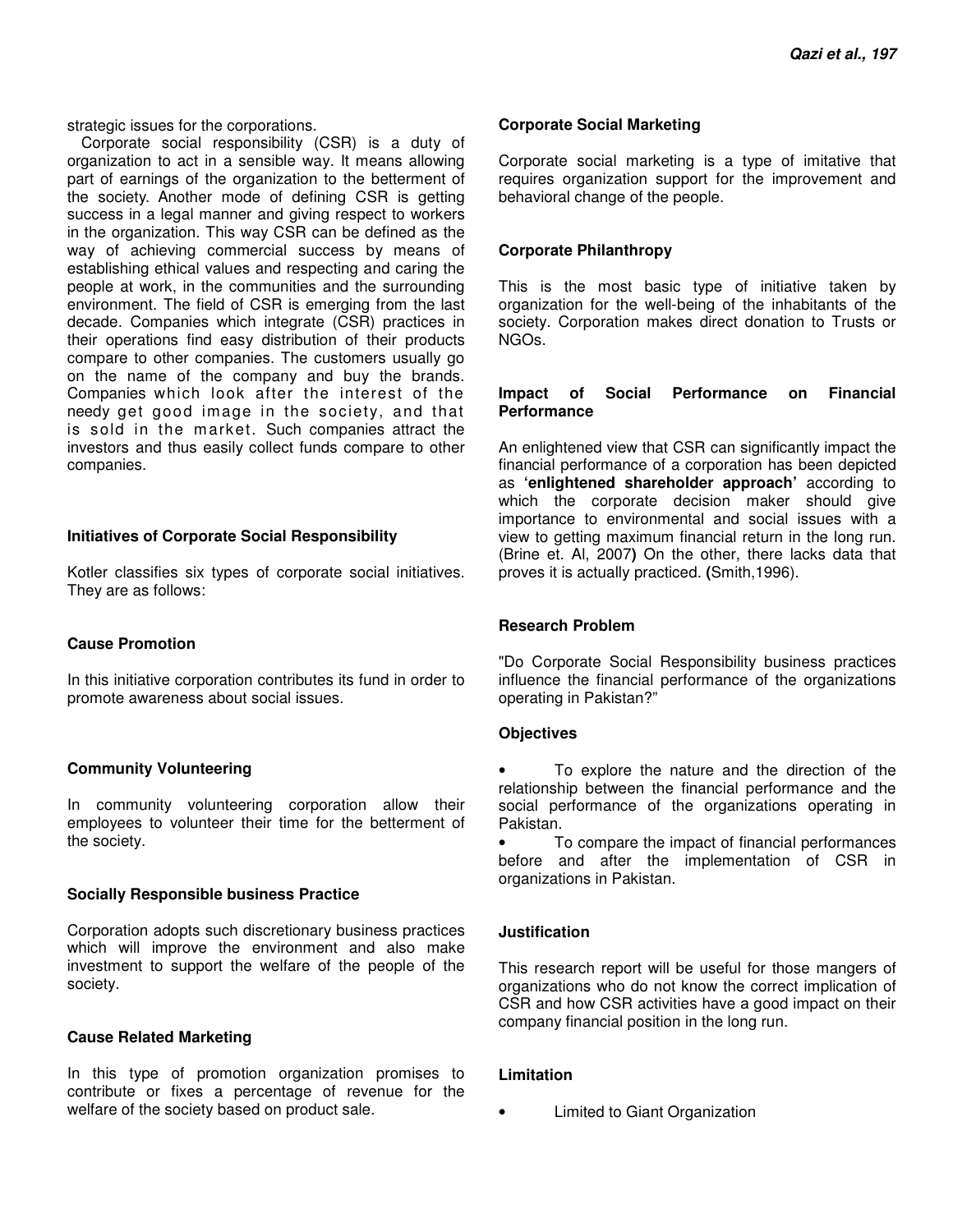strategic issues for the corporations.

Corporate social responsibility (CSR) is a duty of organization to act in a sensible way. It means allowing part of earnings of the organization to the betterment of the society. Another mode of defining CSR is getting success in a legal manner and giving respect to workers in the organization. This way CSR can be defined as the way of achieving commercial success by means of establishing ethical values and respecting and caring the people at work, in the communities and the surrounding environment. The field of CSR is emerging from the last decade. Companies which integrate (CSR) practices in their operations find easy distribution of their products compare to other companies. The customers usually go on the name of the company and buy the brands. Companies which look after the interest of the needy get good image in the society, and that is sold in the market. Such companies attract the investors and thus easily collect funds compare to other companies.

### Initiatives of Corporate Social Responsibility

Kotler classifies six types of corporate social initiatives. They are as follows:

### Cause Promotion

In this initiative corporation contributes its fund in order to promote awareness about social issues.

### Community Volunteering

In community volunteering corporation allow their employees to volunteer their time for the betterment of the society.

### Socially Responsible business Practice

Corporation adopts such discretionary business practices which will improve the environment and also make investment to support the welfare of the people of the society.

### Cause Related Marketing

In this type of promotion organization promises to contribute or fixes a percentage of revenue for the welfare of the society based on product sale.

### Corporate Social Marketing

Corporate social marketing is a type of imitative that requires organization support for the improvement and behavioral change of the people.

### Corporate Philanthropy

This is the most basic type of initiative taken by organization for the well-being of the inhabitants of the society. Corporation makes direct donation to Trusts or NGOs.

### Impact of Social Performance on Financial Performance

An enlightened view that CSR can significantly impact the financial performance of a corporation has been depicted as **'enlightened shareholder approach'** according to which the corporate decision maker should give importance to environmental and social issues with a view to getting maximum financial return in the long run. (Brine et. Al, 2007**)** On the other, there lacks data that proves it is actually practiced. **(**Smith,1996).

### Research Problem

"Do Corporate Social Responsibility business practices influence the financial performance of the organizations operating in Pakistan?"

### Objectives

- To explore the nature and the direction of the relationship between the financial performance and the social performance of the organizations operating in Pakistan.
- To compare the impact of financial performances before and after the implementation of CSR in organizations in Pakistan.

### Justification

This research report will be useful for those mangers of organizations who do not know the correct implication of CSR and how CSR activities have a good impact on their company financial position in the long run.

### Limitation

- Limited to Giant Organization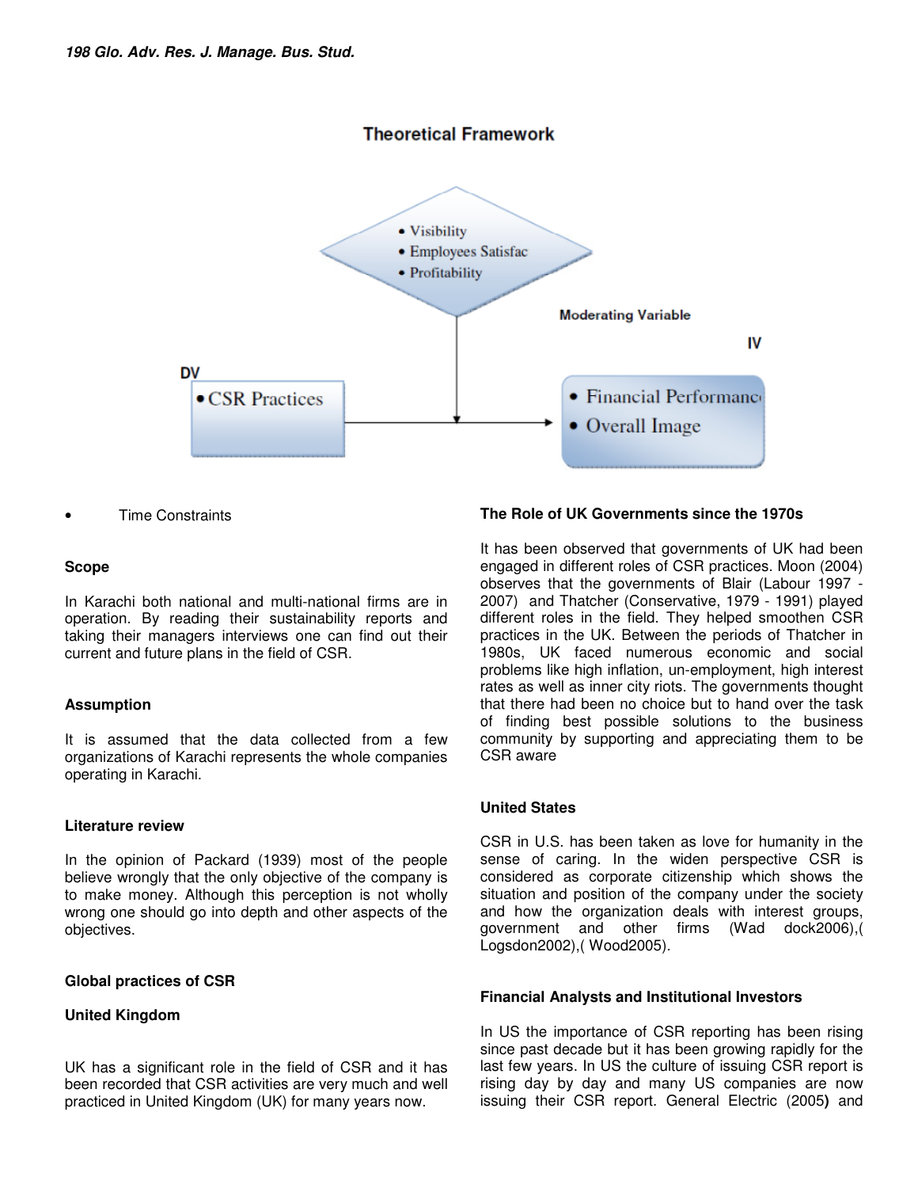## Theoretical Framework

- Visibility
- Employees Satisfac
- Profitability

Moderating Variable

DV

- CSR Practices

IV

- Financial Performanc
- Overall Image

- Time Constraints

### Scope

In Karachi both national and multi-national firms are in operation. By reading their sustainability reports and taking their managers interviews one can find out their current and future plans in the field of CSR.

### Assumption

It is assumed that the data collected from a few organizations of Karachi represents the whole companies operating in Karachi.

### Literature review

In the opinion of Packard (1939) most of the people believe wrongly that the only objective of the company is to make money. Although this perception is not wholly wrong one should go into depth and other aspects of the objectives.

### Global practices of CSR

#### United Kingdom

UK has a significant role in the field of CSR and it has been recorded that CSR activities are very much and well practiced in United Kingdom (UK) for many years now.

#### The Role of UK Governments since the 1970s

It has been observed that governments of UK had been engaged in different roles of CSR practices. Moon (2004) observes that the governments of Blair (Labour 1997 - 2007) and Thatcher (Conservative, 1979 - 1991) played different roles in the field. They helped smoothen CSR practices in the UK. Between the periods of Thatcher in 1980s, UK faced numerous economic and social problems like high inflation, un-employment, high interest rates as well as inner city riots. The governments thought that there had been no choice but to hand over the task of finding best possible solutions to the business community by supporting and appreciating them to be CSR aware

#### United States

CSR in U.S. has been taken as love for humanity in the sense of caring. In the widen perspective CSR is considered as corporate citizenship which shows the situation and position of the company under the society and how the organization deals with interest groups, government and other firms (Wad dock2006),( Logsdon2002),( Wood2005).

#### Financial Analysts and Institutional Investors

In US the importance of CSR reporting has been rising since past decade but it has been growing rapidly for the last few years. In US the culture of issuing CSR report is rising day by day and many US companies are now issuing their CSR report. General Electric (2005) and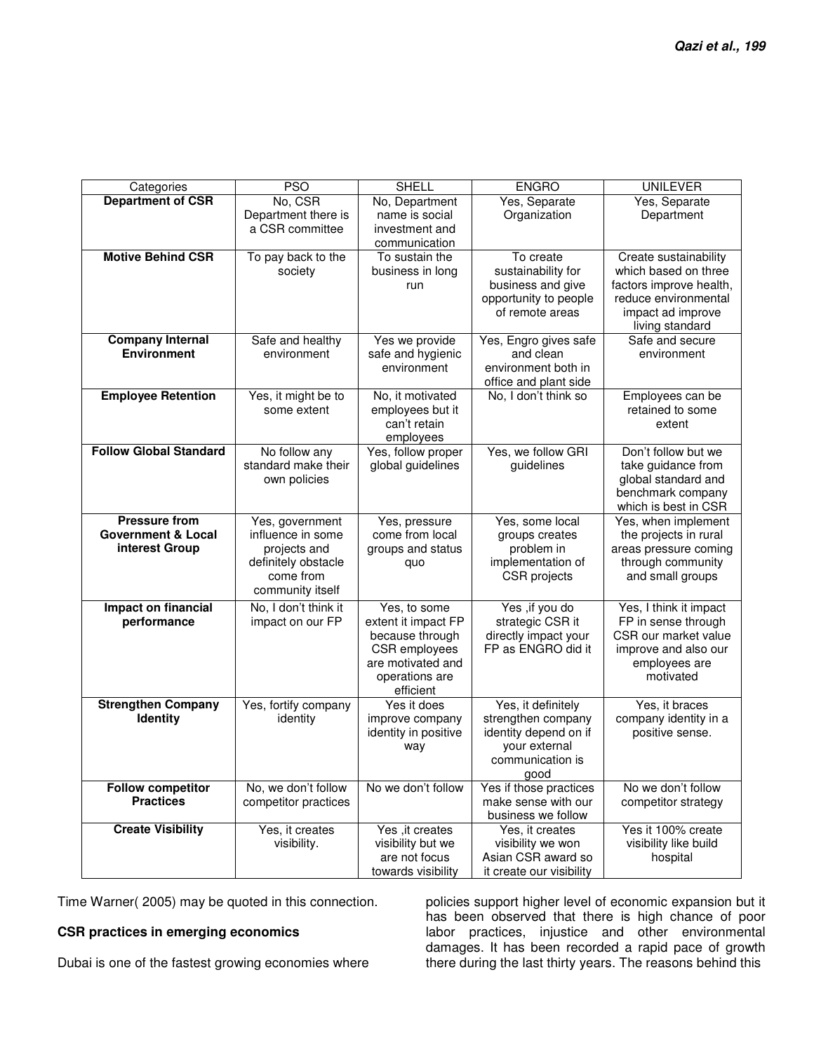| Categories | PSO | SHELL | ENGRO | UNILEVER |
|---|---|---|---|---|
| **Department of CSR** | No, CSR Department there is a CSR committee | No, Department name is social investment and communication | Yes, Separate Organization | Yes, Separate Department |
| **Motive Behind CSR** | To pay back to the society | To sustain the business in long run | To create sustainability for business and give opportunity to people of remote areas | Create sustainability which based on three factors improve health, reduce environmental impact ad improve living standard |
| **Company Internal Environment** | Safe and healthy environment | Yes we provide safe and hygienic environment | Yes, Engro gives safe and clean environment both in office and plant side | Safe and secure environment |
| **Employee Retention** | Yes, it might be to some extent | No, it motivated employees but it can't retain employees | No, I don't think so | Employees can be retained to some extent |
| **Follow Global Standard** | No follow any standard make their own policies | Yes, follow proper global guidelines | Yes, we follow GRI guidelines | Don't follow but we take guidance from global standard and benchmark company which is best in CSR |
| **Pressure from Government & Local interest Group** | Yes, government influence in some projects and definitely obstacle come from community itself | Yes, pressure come from local groups and status quo | Yes, some local groups creates problem in implementation of CSR projects | Yes, when implement the projects in rural areas pressure coming through community and small groups |
| **Impact on financial performance** | No, I don't think it impact on our FP | Yes, to some extent it impact FP because through CSR employees are motivated and operations are efficient | Yes ,if you do strategic CSR it directly impact your FP as ENGRO did it | Yes, I think it impact FP in sense through CSR our market value improve and also our employees are motivated |
| **Strengthen Company Identity** | Yes, fortify company identity | Yes it does improve company identity in positive way | Yes, it definitely strengthen company identity depend on if your external communication is good | Yes, it braces company identity in a positive sense. |
| **Follow competitor Practices** | No, we don't follow competitor practices | No we don't follow | Yes if those practices make sense with our business we follow | No we don't follow competitor strategy |
| **Create Visibility** | Yes, it creates visibility. | Yes ,it creates visibility but we are not focus towards visibility | Yes, it creates visibility we won Asian CSR award so it create our visibility | Yes it 100% create visibility like build hospital |

Time Warner( 2005) may be quoted in this connection.

**CSR practices in emerging economics**

Dubai is one of the fastest growing economies where policies support higher level of economic expansion but it has been observed that there is high chance of poor labor practices, injustice and other environmental damages. It has been recorded a rapid pace of growth there during the last thirty years. The reasons behind this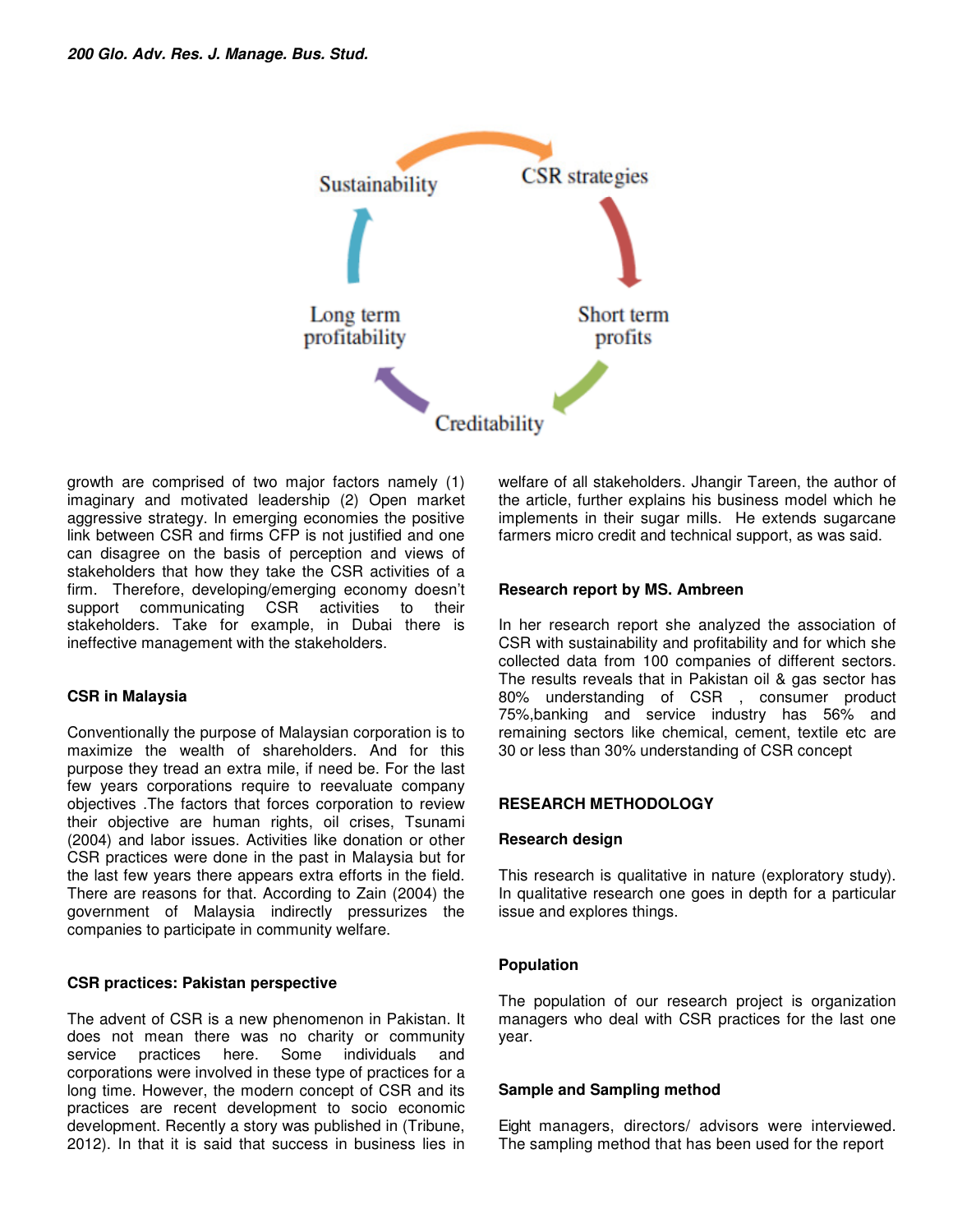growth are comprised of two major factors namely (1) imaginary and motivated leadership (2) Open market aggressive strategy. In emerging economies the positive link between CSR and firms CFP is not justified and one can disagree on the basis of perception and views of stakeholders that how they take the CSR activities of a firm. Therefore, developing/emerging economy doesn't support communicating CSR activities to their stakeholders. Take for example, in Dubai there is ineffective management with the stakeholders.

### CSR in Malaysia

Conventionally the purpose of Malaysian corporation is to maximize the wealth of shareholders. And for this purpose they tread an extra mile, if need be. For the last few years corporations require to reevaluate company objectives .The factors that forces corporation to review their objective are human rights, oil crises, Tsunami (2004) and labor issues. Activities like donation or other CSR practices were done in the past in Malaysia but for the last few years there appears extra efforts in the field. There are reasons for that. According to Zain (2004) the government of Malaysia indirectly pressurizes the companies to participate in community welfare.

### CSR practices: Pakistan perspective

The advent of CSR is a new phenomenon in Pakistan. It does not mean there was no charity or community service practices here. Some individuals and corporations were involved in these type of practices for a long time. However, the modern concept of CSR and its practices are recent development to socio economic development. Recently a story was published in (Tribune, 2012). In that it is said that success in business lies in welfare of all stakeholders. Jhangir Tareen, the author of the article, further explains his business model which he implements in their sugar mills. He extends sugarcane farmers micro credit and technical support, as was said.

### Research report by MS. Ambreen

In her research report she analyzed the association of CSR with sustainability and profitability and for which she collected data from 100 companies of different sectors. The results reveals that in Pakistan oil & gas sector has 80% understanding of CSR , consumer product 75%,banking and service industry has 56% and remaining sectors like chemical, cement, textile etc are 30 or less than 30% understanding of CSR concept

## RESEARCH METHODOLOGY

### Research design

This research is qualitative in nature (exploratory study). In qualitative research one goes in depth for a particular issue and explores things.

### Population

The population of our research project is organization managers who deal with CSR practices for the last one year.

### Sample and Sampling method

Eight managers, directors/ advisors were interviewed. The sampling method that has been used for the report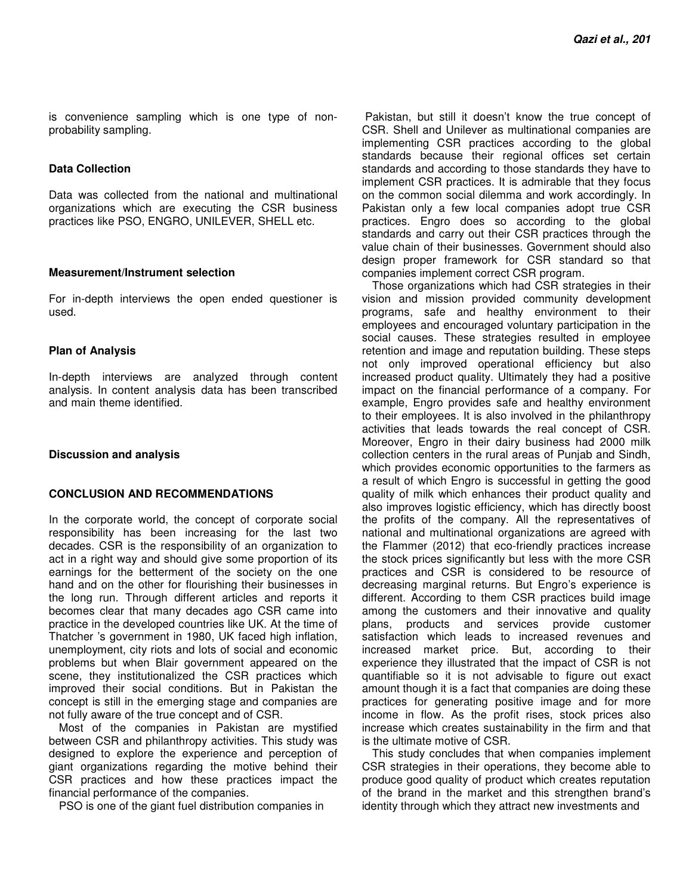is convenience sampling which is one type of non-probability sampling.

#### Data Collection

Data was collected from the national and multinational organizations which are executing the CSR business practices like PSO, ENGRO, UNILEVER, SHELL etc.

#### Measurement/Instrument selection

For in-depth interviews the open ended questioner is used.

#### Plan of Analysis

In-depth interviews are analyzed through content analysis. In content analysis data has been transcribed and main theme identified.

#### Discussion and analysis

## CONCLUSION AND RECOMMENDATIONS

In the corporate world, the concept of corporate social responsibility has been increasing for the last two decades. CSR is the responsibility of an organization to act in a right way and should give some proportion of its earnings for the betterment of the society on the one hand and on the other for flourishing their businesses in the long run. Through different articles and reports it becomes clear that many decades ago CSR came into practice in the developed countries like UK. At the time of Thatcher 's government in 1980, UK faced high inflation, unemployment, city riots and lots of social and economic problems but when Blair government appeared on the scene, they institutionalized the CSR practices which improved their social conditions. But in Pakistan the concept is still in the emerging stage and companies are not fully aware of the true concept and of CSR.

Most of the companies in Pakistan are mystified between CSR and philanthropy activities. This study was designed to explore the experience and perception of giant organizations regarding the motive behind their CSR practices and how these practices impact the financial performance of the companies.

PSO is one of the giant fuel distribution companies in Pakistan, but still it doesn't know the true concept of CSR. Shell and Unilever as multinational companies are implementing CSR practices according to the global standards because their regional offices set certain standards and according to those standards they have to implement CSR practices. It is admirable that they focus on the common social dilemma and work accordingly. In Pakistan only a few local companies adopt true CSR practices. Engro does so according to the global standards and carry out their CSR practices through the value chain of their businesses. Government should also design proper framework for CSR standard so that companies implement correct CSR program.

Those organizations which had CSR strategies in their vision and mission provided community development programs, safe and healthy environment to their employees and encouraged voluntary participation in the social causes. These strategies resulted in employee retention and image and reputation building. These steps not only improved operational efficiency but also increased product quality. Ultimately they had a positive impact on the financial performance of a company. For example, Engro provides safe and healthy environment to their employees. It is also involved in the philanthropy activities that leads towards the real concept of CSR. Moreover, Engro in their dairy business had 2000 milk collection centers in the rural areas of Punjab and Sindh, which provides economic opportunities to the farmers as a result of which Engro is successful in getting the good quality of milk which enhances their product quality and also improves logistic efficiency, which has directly boost the profits of the company. All the representatives of national and multinational organizations are agreed with the Flammer (2012) that eco-friendly practices increase the stock prices significantly but less with the more CSR practices and CSR is considered to be resource of decreasing marginal returns. But Engro's experience is different. According to them CSR practices build image among the customers and their innovative and quality plans, products and services provide customer satisfaction which leads to increased revenues and increased market price. But, according to their experience they illustrated that the impact of CSR is not quantifiable so it is not advisable to figure out exact amount though it is a fact that companies are doing these practices for generating positive image and for more income in flow. As the profit rises, stock prices also increase which creates sustainability in the firm and that is the ultimate motive of CSR.

This study concludes that when companies implement CSR strategies in their operations, they become able to produce good quality of product which creates reputation of the brand in the market and this strengthen brand's identity through which they attract new investments and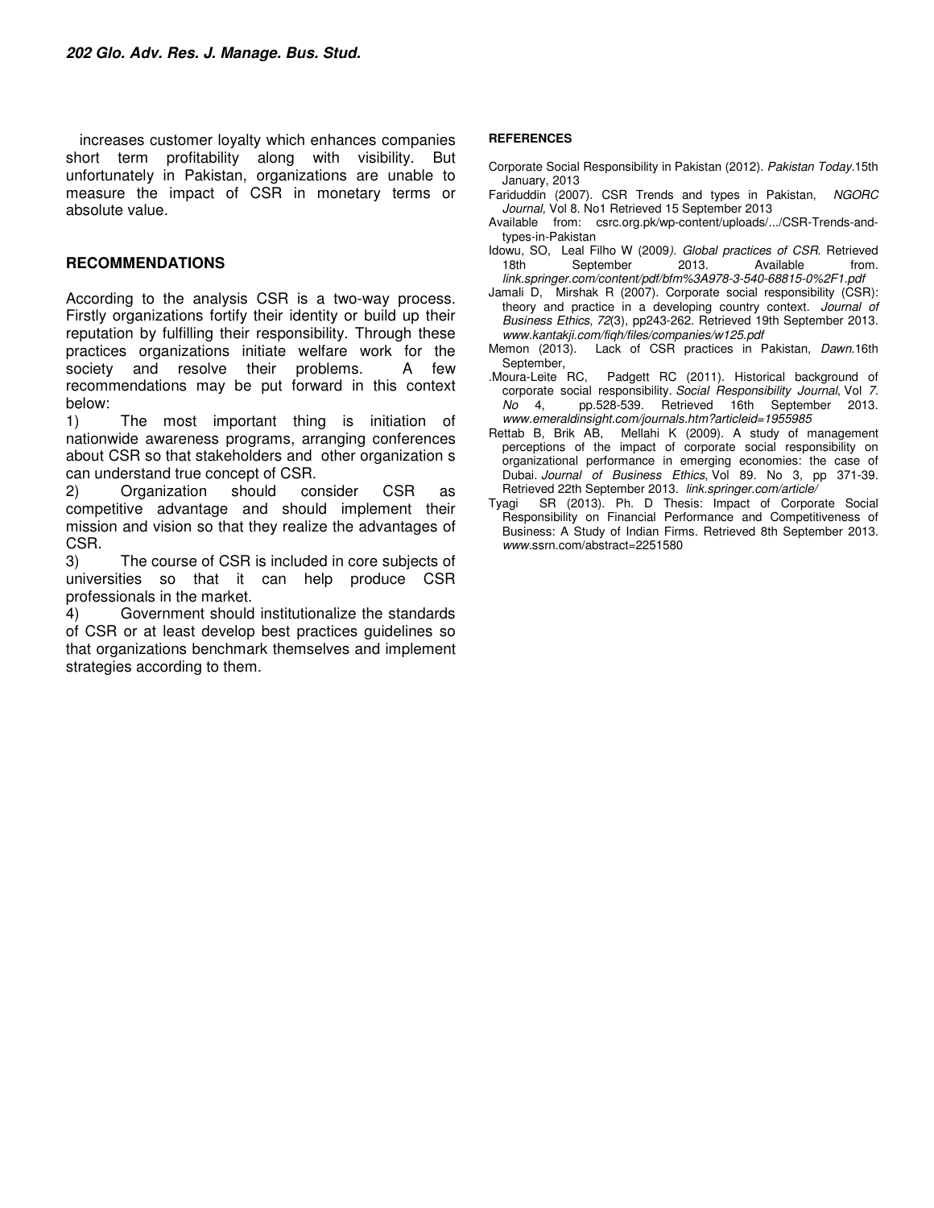increases customer loyalty which enhances companies short term profitability along with visibility. But unfortunately in Pakistan, organizations are unable to measure the impact of CSR in monetary terms or absolute value.

## RECOMMENDATIONS

According to the analysis CSR is a two-way process. Firstly organizations fortify their identity or build up their reputation by fulfilling their responsibility. Through these practices organizations initiate welfare work for the society and resolve their problems. A few recommendations may be put forward in this context below:

1) The most important thing is initiation of nationwide awareness programs, arranging conferences about CSR so that stakeholders and other organization s can understand true concept of CSR.

2) Organization should consider CSR as competitive advantage and should implement their mission and vision so that they realize the advantages of CSR.

3) The course of CSR is included in core subjects of universities so that it can help produce CSR professionals in the market.

4) Government should institutionalize the standards of CSR or at least develop best practices guidelines so that organizations benchmark themselves and implement strategies according to them.

## REFERENCES

Corporate Social Responsibility in Pakistan (2012). *Pakistan Today.*15th January, 2013

Farid­uddin (2007). CSR Trends and types in Pakistan, *NGORC Journal,* Vol 8. No1 Retrieved 15 September 2013

Available from: csrc.org.pk/wp-content/uploads/.../CSR-Trends-and-types-in-Pakistan

Idowu, SO, Leal Filho W (2009*). Global practices of CSR.* Retrieved 18th September 2013. Available from. *link.springer.com/content/pdf/bfm%3A978-3-540-68815-0%2F1.pdf*

Jamali D, Mirshak R (2007). Corporate social responsibility (CSR): theory and practice in a developing country context. *Journal of Business Ethics*, *72*(3), pp243-262. Retrieved 19th September 2013. *www.kantakji.com/fiqh/files/companies/w125.pdf*

Memon (2013). Lack of CSR practices in Pakistan*, Dawn.*16th September,

.Moura-Leite RC, Padgett RC (2011). Historical background of corporate social responsibility. *Social Responsibility Journal*, Vol *7. No* 4, pp.528-539. Retrieved 16th September 2013. *www.emeraldinsight.com/journals.htm?articleid=1955985*

Rettab B, Brik AB, Mellahi K (2009). A study of management perceptions of the impact of corporate social responsibility on organizational performance in emerging economies: the case of Dubai. *Journal of Business Ethics*, Vol 89. No 3, pp 371-39. Retrieved 22th September 2013. *link.springer.com/article/*

Tyagi SR (2013). Ph. D Thesis: Impact of Corporate Social Responsibility on Financial Performance and Competitiveness of Business: A Study of Indian Firms. Retrieved 8th September 2013. *www*.ssrn.com/abstract=2251580